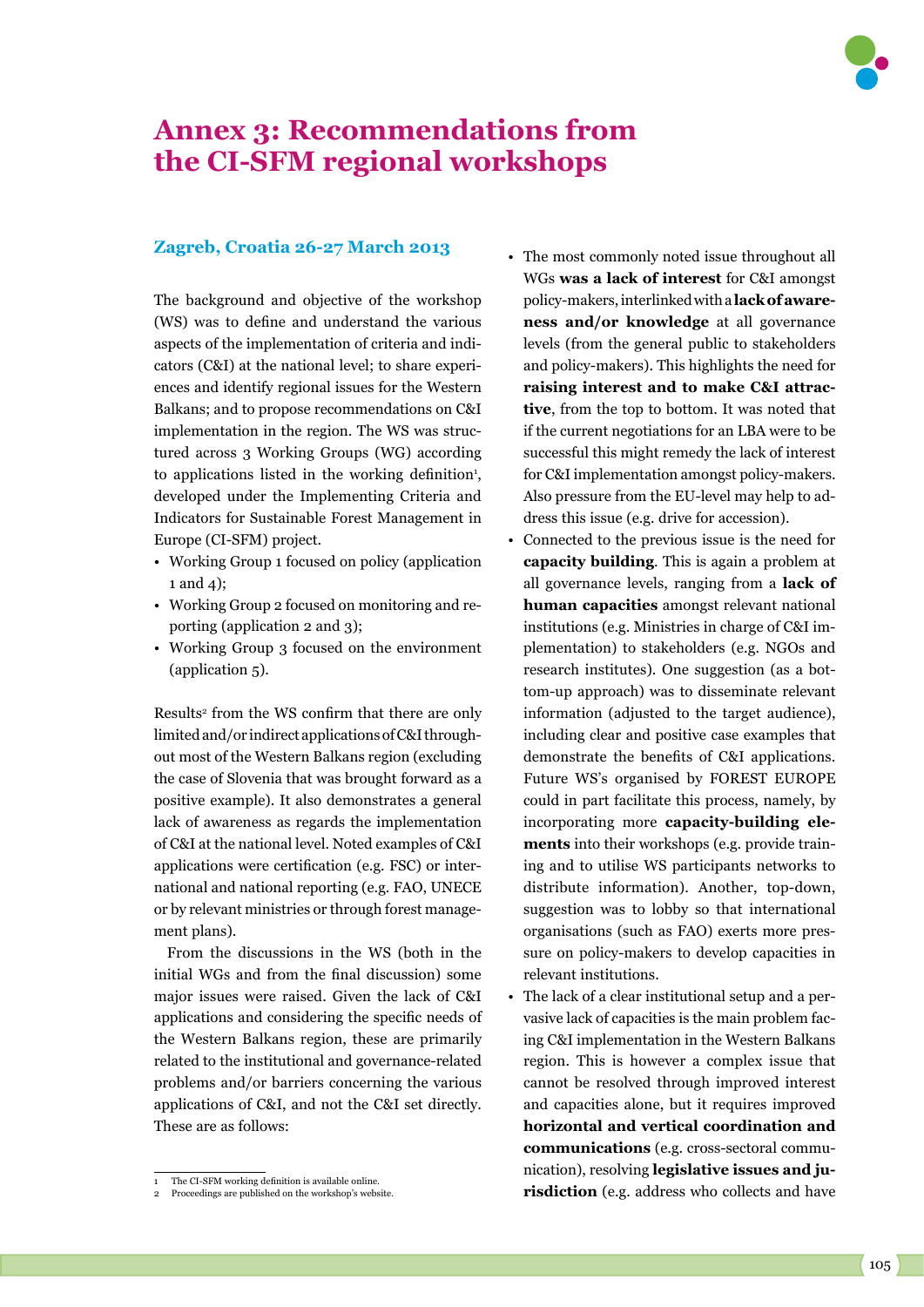# Annex 3: Recommendations from the CI-SFM regional workshops

## Zagreb, Croatia 26-27 March 2013

The background and objective of the workshop (WS) was to define and understand the various aspects of the implementation of criteria and indicators (C&I) at the national level; to share experiences and identify regional issues for the Western Balkans; and to propose recommendations on C&I implementation in the region. The WS was structured across 3 Working Groups (WG) according to applications listed in the working definition[1], developed under the Implementing Criteria and Indicators for Sustainable Forest Management in Europe (CI-SFM) project.

- Working Group 1 focused on policy (application 1 and 4);
- Working Group 2 focused on monitoring and reporting (application 2 and 3);
- Working Group 3 focused on the environment (application 5).

Results[2] from the WS confirm that there are only limited and/or indirect applications of C&I throughout most of the Western Balkans region (excluding the case of Slovenia that was brought forward as a positive example). It also demonstrates a general lack of awareness as regards the implementation of C&I at the national level. Noted examples of C&I applications were certification (e.g. FSC) or international and national reporting (e.g. FAO, UNECE or by relevant ministries or through forest management plans).

From the discussions in the WS (both in the initial WGs and from the final discussion) some major issues were raised. Given the lack of C&I applications and considering the specific needs of the Western Balkans region, these are primarily related to the institutional and governance-related problems and/or barriers concerning the various applications of C&I, and not the C&I set directly. These are as follows:

- The most commonly noted issue throughout all WGs **was a lack of interest** for C&I amongst policy-makers, interlinked with a **lack of awareness and/or knowledge** at all governance levels (from the general public to stakeholders and policy-makers). This highlights the need for **raising interest and to make C&I attractive**, from the top to bottom. It was noted that if the current negotiations for an LBA were to be successful this might remedy the lack of interest for C&I implementation amongst policy-makers. Also pressure from the EU-level may help to address this issue (e.g. drive for accession).
- Connected to the previous issue is the need for **capacity building**. This is again a problem at all governance levels, ranging from a **lack of human capacities** amongst relevant national institutions (e.g. Ministries in charge of C&I implementation) to stakeholders (e.g. NGOs and research institutes). One suggestion (as a bottom-up approach) was to disseminate relevant information (adjusted to the target audience), including clear and positive case examples that demonstrate the benefits of C&I applications. Future WS's organised by FOREST EUROPE could in part facilitate this process, namely, by incorporating more **capacity-building elements** into their workshops (e.g. provide training and to utilise WS participants networks to distribute information). Another, top-down, suggestion was to lobby so that international organisations (such as FAO) exerts more pressure on policy-makers to develop capacities in relevant institutions.
- The lack of a clear institutional setup and a pervasive lack of capacities is the main problem facing C&I implementation in the Western Balkans region. This is however a complex issue that cannot be resolved through improved interest and capacities alone, but it requires improved **horizontal and vertical coordination and communications** (e.g. cross-sectoral communication), resolving **legislative issues and jurisdiction** (e.g. address who collects and have

[1] The CI-SFM working definition is available online.
[2] Proceedings are published on the workshop's website.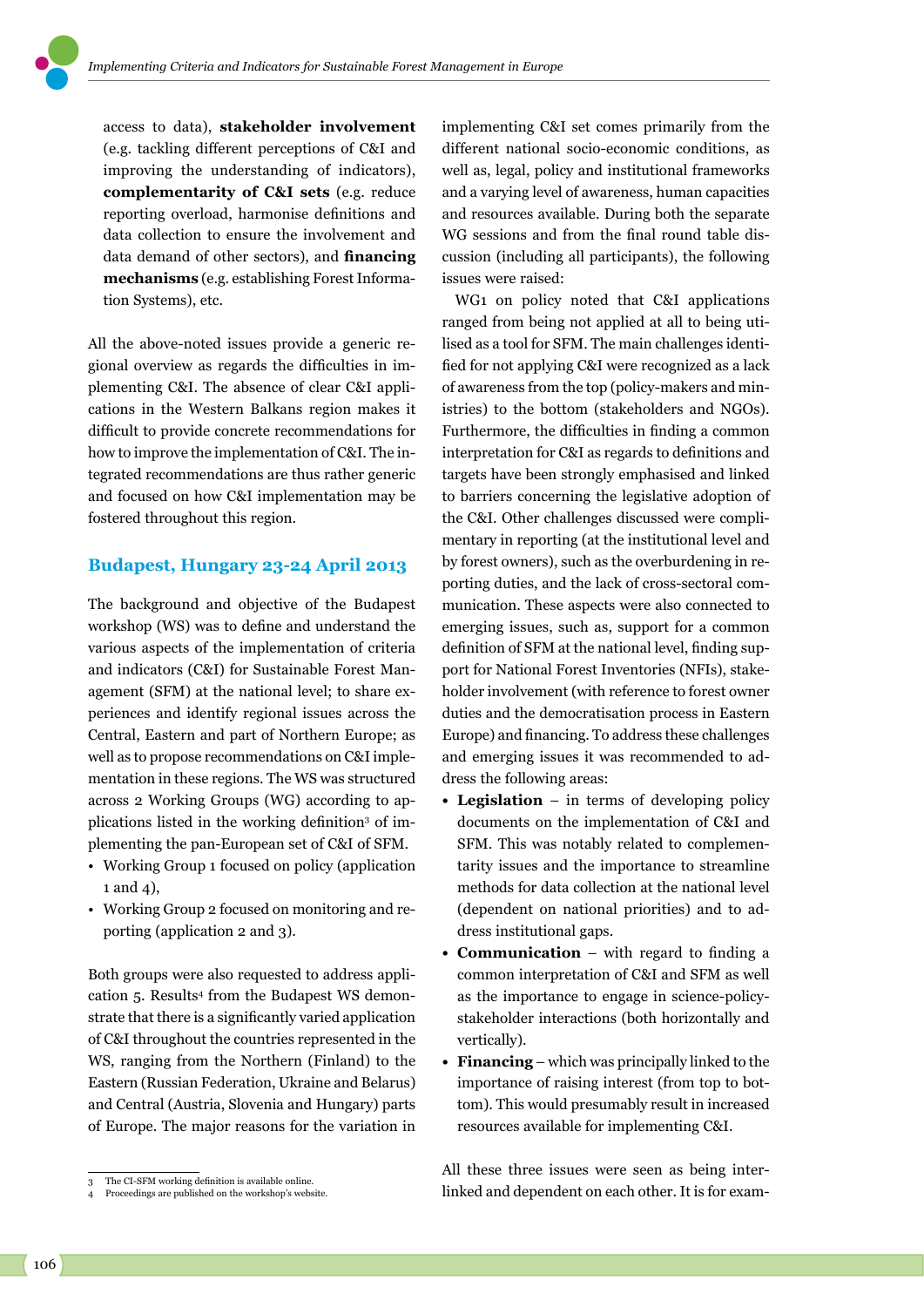access to data), **stakeholder involvement** (e.g. tackling different perceptions of C&I and improving the understanding of indicators), **complementarity of C&I sets** (e.g. reduce reporting overload, harmonise definitions and data collection to ensure the involvement and data demand of other sectors), and **financing mechanisms** (e.g. establishing Forest Information Systems), etc.

All the above-noted issues provide a generic regional overview as regards the difficulties in implementing C&I. The absence of clear C&I applications in the Western Balkans region makes it difficult to provide concrete recommendations for how to improve the implementation of C&I. The integrated recommendations are thus rather generic and focused on how C&I implementation may be fostered throughout this region.

## Budapest, Hungary 23-24 April 2013

The background and objective of the Budapest workshop (WS) was to define and understand the various aspects of the implementation of criteria and indicators (C&I) for Sustainable Forest Management (SFM) at the national level; to share experiences and identify regional issues across the Central, Eastern and part of Northern Europe; as well as to propose recommendations on C&I implementation in these regions. The WS was structured across 2 Working Groups (WG) according to applications listed in the working definition[3] of implementing the pan-European set of C&I of SFM.

- Working Group 1 focused on policy (application 1 and 4),
- Working Group 2 focused on monitoring and reporting (application 2 and 3).

Both groups were also requested to address application 5. Results[4] from the Budapest WS demonstrate that there is a significantly varied application of C&I throughout the countries represented in the WS, ranging from the Northern (Finland) to the Eastern (Russian Federation, Ukraine and Belarus) and Central (Austria, Slovenia and Hungary) parts of Europe. The major reasons for the variation in implementing C&I set comes primarily from the different national socio-economic conditions, as well as, legal, policy and institutional frameworks and a varying level of awareness, human capacities and resources available. During both the separate WG sessions and from the final round table discussion (including all participants), the following issues were raised:

WG1 on policy noted that C&I applications ranged from being not applied at all to being utilised as a tool for SFM. The main challenges identified for not applying C&I were recognized as a lack of awareness from the top (policy-makers and ministries) to the bottom (stakeholders and NGOs). Furthermore, the difficulties in finding a common interpretation for C&I as regards to definitions and targets have been strongly emphasised and linked to barriers concerning the legislative adoption of the C&I. Other challenges discussed were complimentary in reporting (at the institutional level and by forest owners), such as the overburdening in reporting duties, and the lack of cross-sectoral communication. These aspects were also connected to emerging issues, such as, support for a common definition of SFM at the national level, finding support for National Forest Inventories (NFIs), stakeholder involvement (with reference to forest owner duties and the democratisation process in Eastern Europe) and financing. To address these challenges and emerging issues it was recommended to address the following areas:

- **Legislation** – in terms of developing policy documents on the implementation of C&I and SFM. This was notably related to complementarity issues and the importance to streamline methods for data collection at the national level (dependent on national priorities) and to address institutional gaps.
- **Communication** – with regard to finding a common interpretation of C&I and SFM as well as the importance to engage in science-policy-stakeholder interactions (both horizontally and vertically).
- **Financing** – which was principally linked to the importance of raising interest (from top to bottom). This would presumably result in increased resources available for implementing C&I.

All these three issues were seen as being interlinked and dependent on each other. It is for exam-

[3] The CI-SFM working definition is available online.
[4] Proceedings are published on the workshop's website.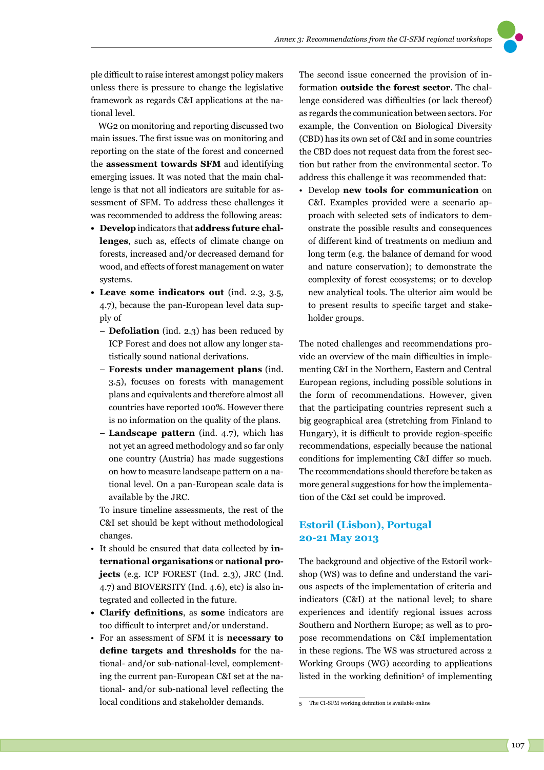ple difficult to raise interest amongst policy makers unless there is pressure to change the legislative framework as regards C&I applications at the national level.

WG2 on monitoring and reporting discussed two main issues. The first issue was on monitoring and reporting on the state of the forest and concerned the **assessment towards SFM** and identifying emerging issues. It was noted that the main challenge is that not all indicators are suitable for assessment of SFM. To address these challenges it was recommended to address the following areas:

- **Develop** indicators that **address future challenges**, such as, effects of climate change on forests, increased and/or decreased demand for wood, and effects of forest management on water systems.
- **Leave some indicators out** (ind. 2.3, 3.5, 4.7), because the pan-European level data supply of
  - **Defoliation** (ind. 2.3) has been reduced by ICP Forest and does not allow any longer statistically sound national derivations.
  - **Forests under management plans** (ind. 3.5), focuses on forests with management plans and equivalents and therefore almost all countries have reported 100%. However there is no information on the quality of the plans.
  - **Landscape pattern** (ind. 4.7), which has not yet an agreed methodology and so far only one country (Austria) has made suggestions on how to measure landscape pattern on a national level. On a pan-European scale data is available by the JRC.

  To insure timeline assessments, the rest of the C&I set should be kept without methodological changes.
- It should be ensured that data collected by **international organisations** or **national projects** (e.g. ICP FOREST (Ind. 2.3), JRC (Ind. 4.7) and BIOVERSITY (Ind. 4.6), etc) is also integrated and collected in the future.
- **Clarify definitions**, as **some** indicators are too difficult to interpret and/or understand.
- For an assessment of SFM it is **necessary to define targets and thresholds** for the national- and/or sub-national-level, complementing the current pan-European C&I set at the national- and/or sub-national level reflecting the local conditions and stakeholder demands.

The second issue concerned the provision of information **outside the forest sector**. The challenge considered was difficulties (or lack thereof) as regards the communication between sectors. For example, the Convention on Biological Diversity (CBD) has its own set of C&I and in some countries the CBD does not request data from the forest section but rather from the environmental sector. To address this challenge it was recommended that:

- Develop **new tools for communication** on C&I. Examples provided were a scenario approach with selected sets of indicators to demonstrate the possible results and consequences of different kind of treatments on medium and long term (e.g. the balance of demand for wood and nature conservation); to demonstrate the complexity of forest ecosystems; or to develop new analytical tools. The ulterior aim would be to present results to specific target and stakeholder groups.

The noted challenges and recommendations provide an overview of the main difficulties in implementing C&I in the Northern, Eastern and Central European regions, including possible solutions in the form of recommendations. However, given that the participating countries represent such a big geographical area (stretching from Finland to Hungary), it is difficult to provide region-specific recommendations, especially because the national conditions for implementing C&I differ so much. The recommendations should therefore be taken as more general suggestions for how the implementation of the C&I set could be improved.

## Estoril (Lisbon), Portugal 20-21 May 2013

The background and objective of the Estoril workshop (WS) was to define and understand the various aspects of the implementation of criteria and indicators (C&I) at the national level; to share experiences and identify regional issues across Southern and Northern Europe; as well as to propose recommendations on C&I implementation in these regions. The WS was structured across 2 Working Groups (WG) according to applications listed in the working definition[5] of implementing

[5] The CI-SFM working definition is available online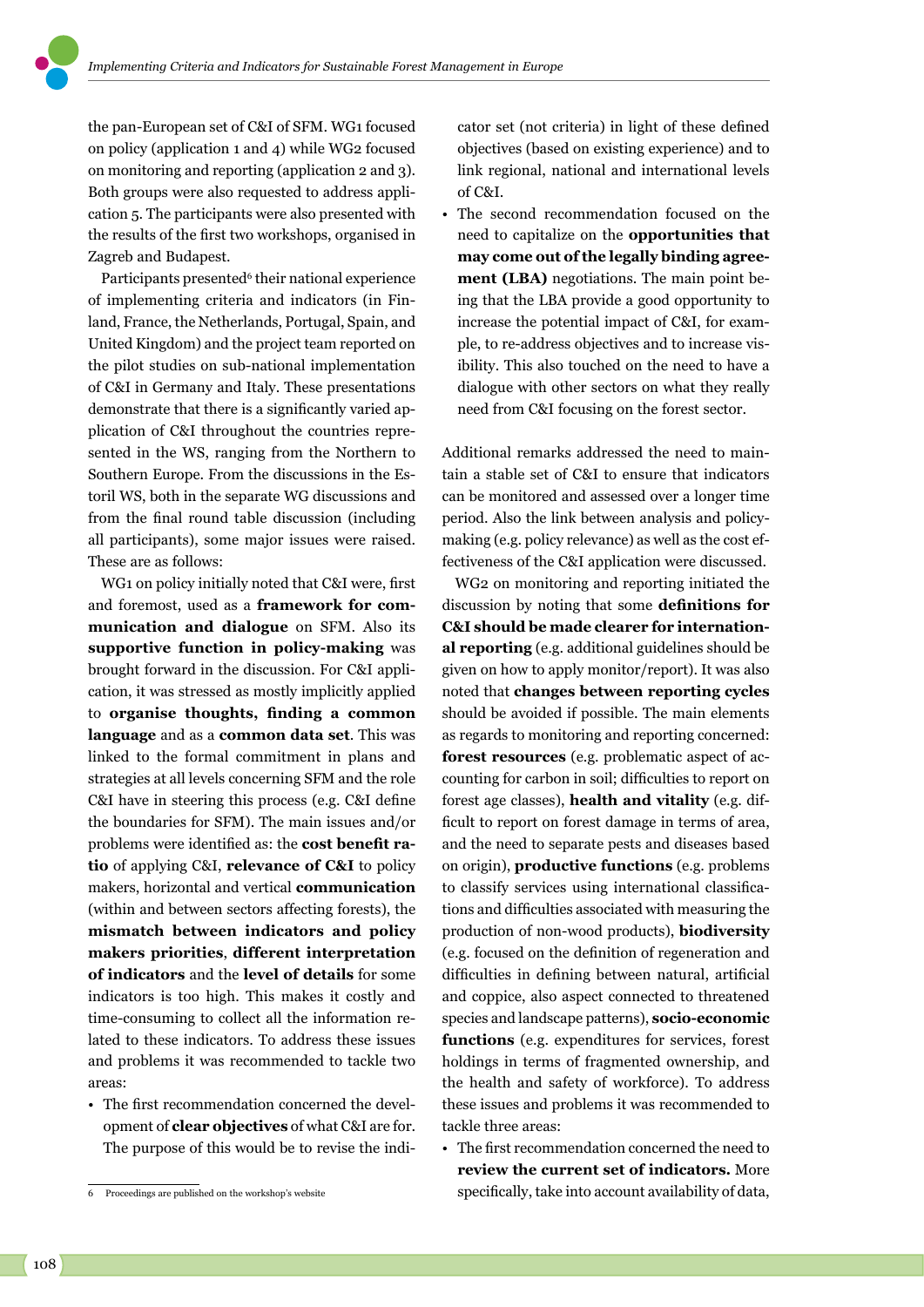the pan-European set of C&I of SFM. WG1 focused on policy (application 1 and 4) while WG2 focused on monitoring and reporting (application 2 and 3). Both groups were also requested to address application 5. The participants were also presented with the results of the first two workshops, organised in Zagreb and Budapest.

Participants presented[6] their national experience of implementing criteria and indicators (in Finland, France, the Netherlands, Portugal, Spain, and United Kingdom) and the project team reported on the pilot studies on sub-national implementation of C&I in Germany and Italy. These presentations demonstrate that there is a significantly varied application of C&I throughout the countries represented in the WS, ranging from the Northern to Southern Europe. From the discussions in the Estoril WS, both in the separate WG discussions and from the final round table discussion (including all participants), some major issues were raised. These are as follows:

WG1 on policy initially noted that C&I were, first and foremost, used as a **framework for communication and dialogue** on SFM. Also its **supportive function in policy-making** was brought forward in the discussion. For C&I application, it was stressed as mostly implicitly applied to **organise thoughts, finding a common language** and as a **common data set**. This was linked to the formal commitment in plans and strategies at all levels concerning SFM and the role C&I have in steering this process (e.g. C&I define the boundaries for SFM). The main issues and/or problems were identified as: the **cost benefit ratio** of applying C&I, **relevance of C&I** to policy makers, horizontal and vertical **communication** (within and between sectors affecting forests), the **mismatch between indicators and policy makers priorities**, **different interpretation of indicators** and the **level of details** for some indicators is too high. This makes it costly and time-consuming to collect all the information related to these indicators. To address these issues and problems it was recommended to tackle two areas:

- The first recommendation concerned the development of **clear objectives** of what C&I are for. The purpose of this would be to revise the indicator set (not criteria) in light of these defined objectives (based on existing experience) and to link regional, national and international levels of C&I.
- The second recommendation focused on the need to capitalize on the **opportunities that may come out of the legally binding agreement (LBA)** negotiations. The main point being that the LBA provide a good opportunity to increase the potential impact of C&I, for example, to re-address objectives and to increase visibility. This also touched on the need to have a dialogue with other sectors on what they really need from C&I focusing on the forest sector.

Additional remarks addressed the need to maintain a stable set of C&I to ensure that indicators can be monitored and assessed over a longer time period. Also the link between analysis and policy-making (e.g. policy relevance) as well as the cost effectiveness of the C&I application were discussed.

WG2 on monitoring and reporting initiated the discussion by noting that some **definitions for C&I should be made clearer for international reporting** (e.g. additional guidelines should be given on how to apply monitor/report). It was also noted that **changes between reporting cycles** should be avoided if possible. The main elements as regards to monitoring and reporting concerned: **forest resources** (e.g. problematic aspect of accounting for carbon in soil; difficulties to report on forest age classes), **health and vitality** (e.g. difficult to report on forest damage in terms of area, and the need to separate pests and diseases based on origin), **productive functions** (e.g. problems to classify services using international classifications and difficulties associated with measuring the production of non-wood products), **biodiversity** (e.g. focused on the definition of regeneration and difficulties in defining between natural, artificial and coppice, also aspect connected to threatened species and landscape patterns), **socio-economic functions** (e.g. expenditures for services, forest holdings in terms of fragmented ownership, and the health and safety of workforce). To address these issues and problems it was recommended to tackle three areas:

- The first recommendation concerned the need to **review the current set of indicators.** More specifically, take into account availability of data,

---

6 Proceedings are published on the workshop's website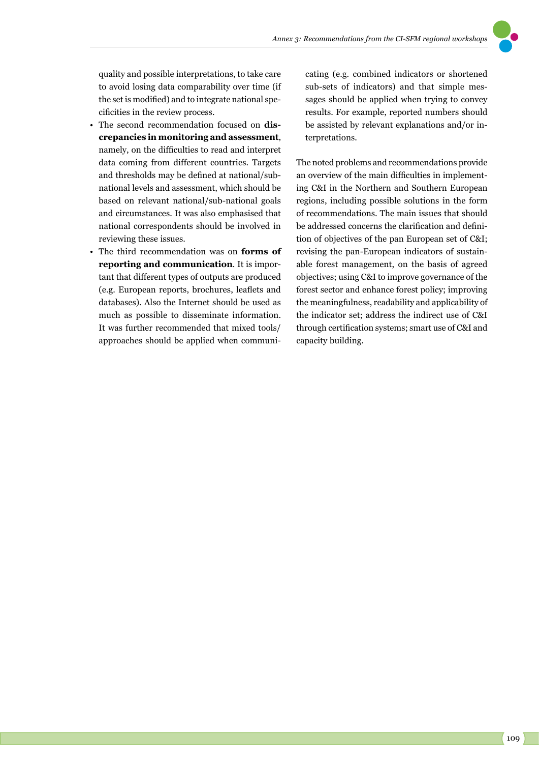quality and possible interpretations, to take care to avoid losing data comparability over time (if the set is modified) and to integrate national specificities in the review process.

- The second recommendation focused on **discrepancies in monitoring and assessment**, namely, on the difficulties to read and interpret data coming from different countries. Targets and thresholds may be defined at national/subnational levels and assessment, which should be based on relevant national/sub-national goals and circumstances. It was also emphasised that national correspondents should be involved in reviewing these issues.
- The third recommendation was on **forms of reporting and communication**. It is important that different types of outputs are produced (e.g. European reports, brochures, leaflets and databases). Also the Internet should be used as much as possible to disseminate information. It was further recommended that mixed tools/approaches should be applied when communicating (e.g. combined indicators or shortened sub-sets of indicators) and that simple messages should be applied when trying to convey results. For example, reported numbers should be assisted by relevant explanations and/or interpretations.

The noted problems and recommendations provide an overview of the main difficulties in implementing C&I in the Northern and Southern European regions, including possible solutions in the form of recommendations. The main issues that should be addressed concerns the clarification and definition of objectives of the pan European set of C&I; revising the pan-European indicators of sustainable forest management, on the basis of agreed objectives; using C&I to improve governance of the forest sector and enhance forest policy; improving the meaningfulness, readability and applicability of the indicator set; address the indirect use of C&I through certification systems; smart use of C&I and capacity building.